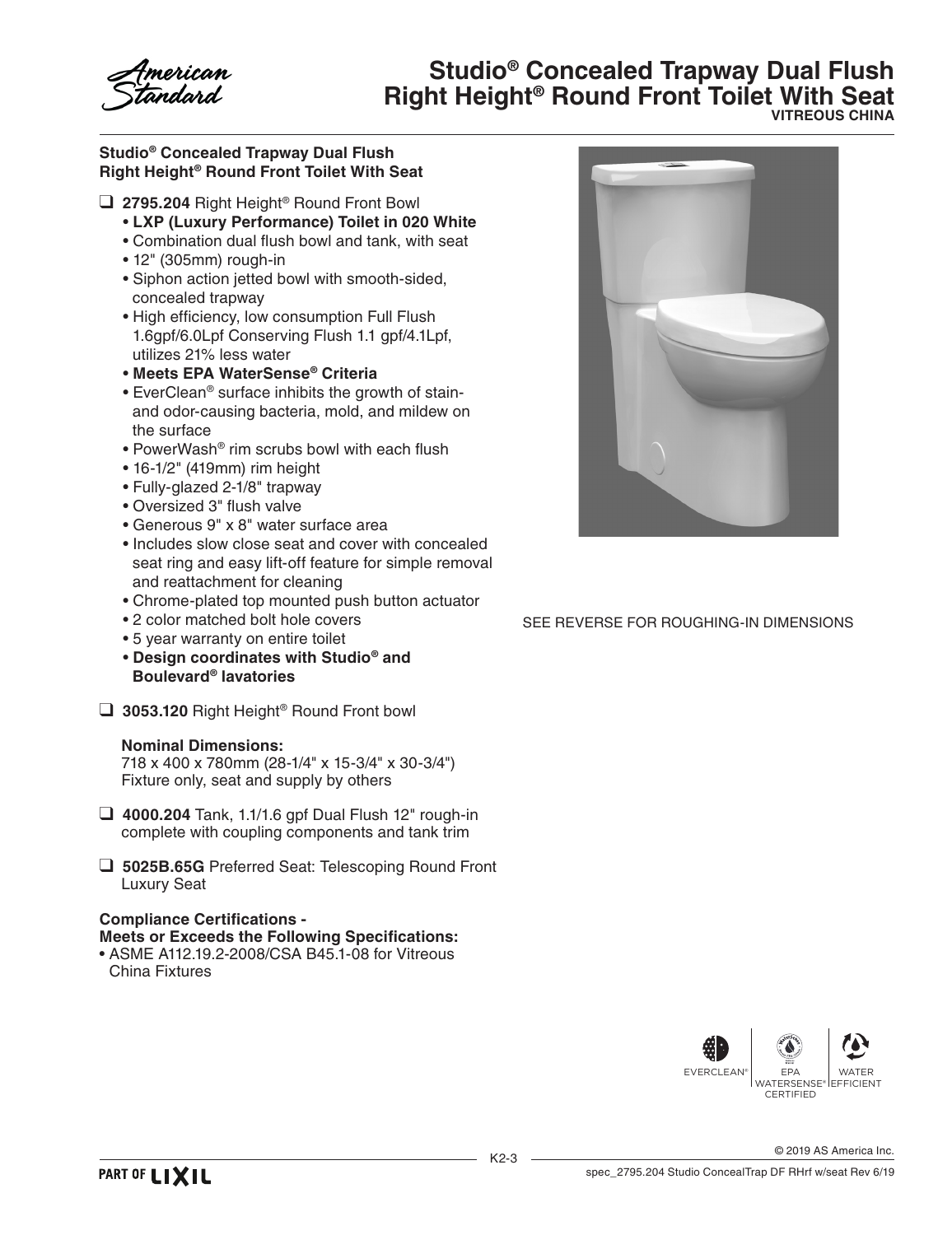American Standard

# Studio® Concealed Trapway Dual Flush Right Height® Round Front Toilet With Seat

**VITREOUS CHINA**

## Studio® Concealed Trapway Dual Flush Right Height® Round Front Toilet With Seat

- ❑ **2795.204** Right Height® Round Front Bowl
  - **LXP (Luxury Performance) Toilet in 020 White**
  - Combination dual flush bowl and tank, with seat
  - 12" (305mm) rough-in
  - Siphon action jetted bowl with smooth-sided, concealed trapway
  - High efficiency, low consumption Full Flush 1.6gpf/6.0Lpf Conserving Flush 1.1 gpf/4.1Lpf, utilizes 21% less water
  - **Meets EPA WaterSense® Criteria**
  - EverClean® surface inhibits the growth of stain- and odor-causing bacteria, mold, and mildew on the surface
  - PowerWash® rim scrubs bowl with each flush
  - 16-1/2" (419mm) rim height
  - Fully-glazed 2-1/8" trapway
  - Oversized 3" flush valve
  - Generous 9" x 8" water surface area
  - Includes slow close seat and cover with concealed seat ring and easy lift-off feature for simple removal and reattachment for cleaning
  - Chrome-plated top mounted push button actuator
  - 2 color matched bolt hole covers
  - 5 year warranty on entire toilet
  - **Design coordinates with Studio® and Boulevard® lavatories**

- ❑ **3053.120** Right Height® Round Front bowl

  **Nominal Dimensions:**
  718 x 400 x 780mm (28-1/4" x 15-3/4" x 30-3/4")
  Fixture only, seat and supply by others

- ❑ **4000.204** Tank, 1.1/1.6 gpf Dual Flush 12" rough-in complete with coupling components and tank trim

- ❑ **5025B.65G** Preferred Seat: Telescoping Round Front Luxury Seat

**Compliance Certifications - Meets or Exceeds the Following Specifications:**

- ASME A112.19.2-2008/CSA B45.1-08 for Vitreous China Fixtures

SEE REVERSE FOR ROUGHING-IN DIMENSIONS

EVERCLEAN® | EPA WATERSENSE® CERTIFIED | WATER EFFICIENT

K2-3

© 2019 AS America Inc.

PART OF LIXIL

spec_2795.204 Studio ConcealTrap DF RHrf w/seat Rev 6/19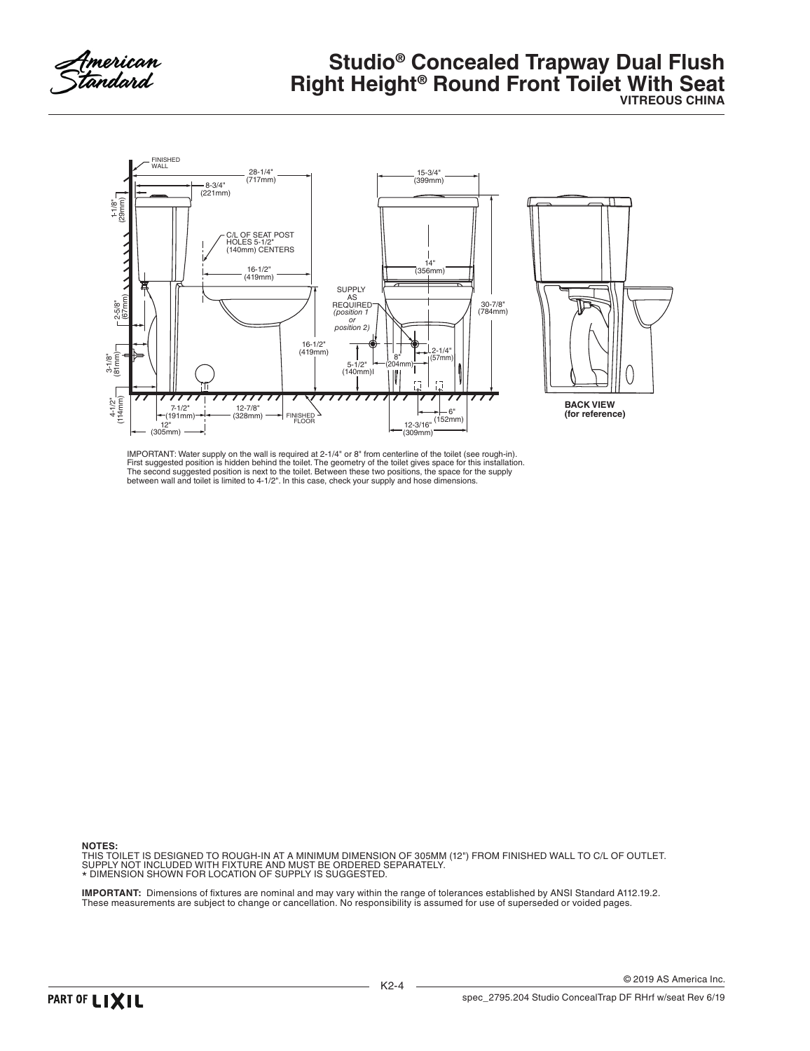# Studio® Concealed Trapway Dual Flush Right Height® Round Front Toilet With Seat

**VITREOUS CHINA**

FINISHED WALL
28-1/4" (717mm)
8-3/4" (221mm)
1-1/8" (29mm)
C/L OF SEAT POST HOLES 5-1/2" (140mm) CENTERS
16-1/2" (419mm)
2-5/8" (67mm)
3-1/8" (81mm)
16-1/2" (419mm)
4-1/2" (114mm)
7-1/2" (191mm)
12-7/8" (328mm)
12" (305mm)
FINISHED FLOOR
15-3/4" (399mm)
14" (356mm)
SUPPLY AS REQUIRED (position 1 or position 2)
30-7/8" (784mm)
8" (204mm)
2-1/4" (57mm)
5-1/2" (140mm)
6" (152mm)
12-3/16" (309mm)
BACK VIEW (for reference)

IMPORTANT: Water supply on the wall is required at 2-1/4" or 8" from centerline of the toilet (see rough-in). First suggested position is hidden behind the toilet. The geometry of the toilet gives space for this installation. The second suggested position is next to the toilet. Between these two positions, the space for the supply between wall and toilet is limited to 4-1/2". In this case, check your supply and hose dimensions.

**NOTES:**
THIS TOILET IS DESIGNED TO ROUGH-IN AT A MINIMUM DIMENSION OF 305MM (12") FROM FINISHED WALL TO C/L OF OUTLET.
SUPPLY NOT INCLUDED WITH FIXTURE AND MUST BE ORDERED SEPARATELY.
* DIMENSION SHOWN FOR LOCATION OF SUPPLY IS SUGGESTED.

**IMPORTANT:** Dimensions of fixtures are nominal and may vary within the range of tolerances established by ANSI Standard A112.19.2. These measurements are subject to change or cancellation. No responsibility is assumed for use of superseded or voided pages.

© 2019 AS America Inc.

spec_2795.204 Studio ConcealTrap DF RHrf w/seat Rev 6/19